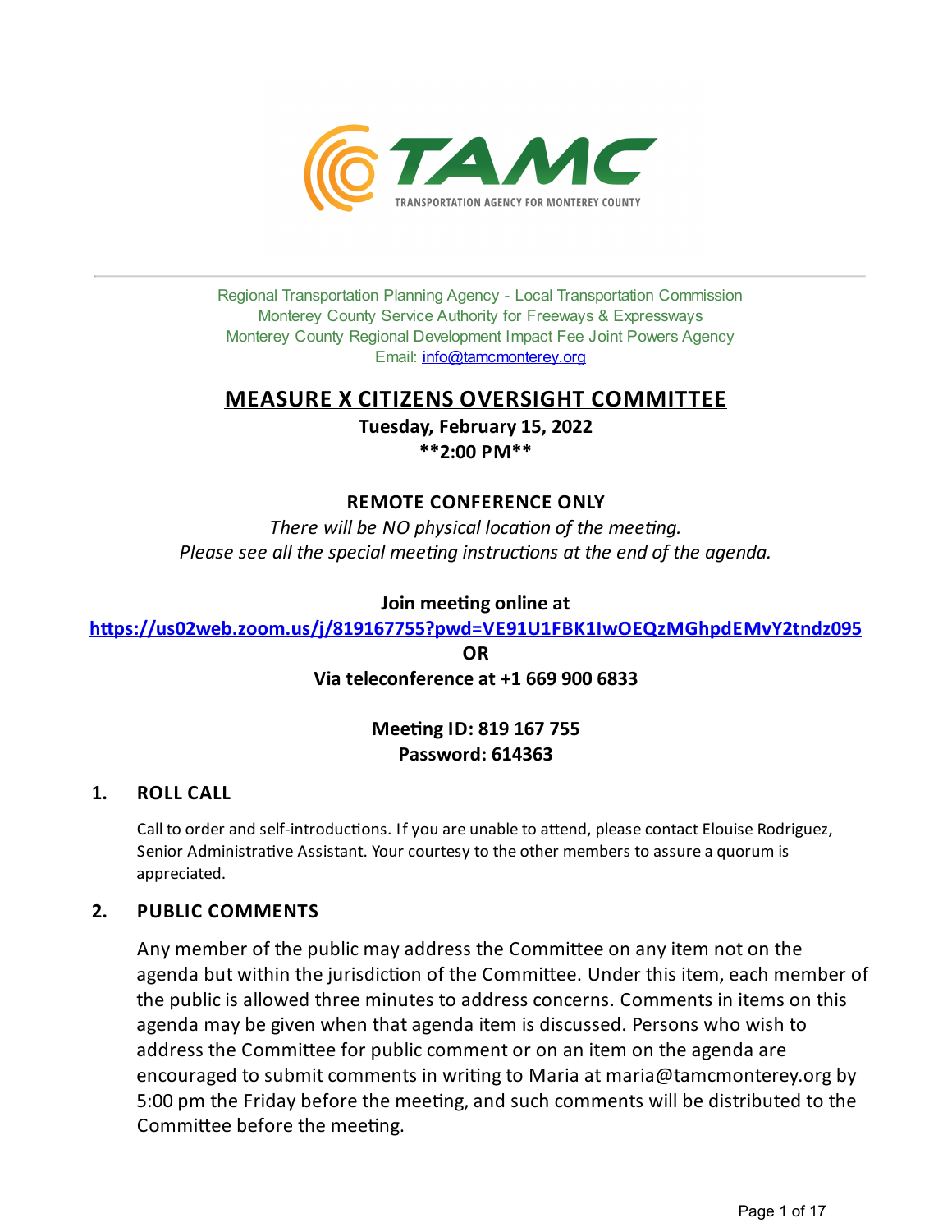TAMC
TRANSPORTATION AGENCY FOR MONTEREY COUNTY

Regional Transportation Planning Agency - Local Transportation Commission
Monterey County Service Authority for Freeways & Expressways
Monterey County Regional Development Impact Fee Joint Powers Agency
Email: info@tamcmonterey.org

# MEASURE X CITIZENS OVERSIGHT COMMITTEE

**Tuesday, February 15, 2022**
**\*\*2:00 PM\*\***

**REMOTE CONFERENCE ONLY**

*There will be NO physical location of the meeting.*
*Please see all the special meeting instructions at the end of the agenda.*

**Join meeting online at**
**https://us02web.zoom.us/j/819167755?pwd=VE91U1FBK1IwOEQzMGhpdEMvY2tndz095**
**OR**
**Via teleconference at +1 669 900 6833**

**Meeting ID: 819 167 755**
**Password: 614363**

## 1. ROLL CALL

Call to order and self-introductions. If you are unable to attend, please contact Elouise Rodriguez, Senior Administrative Assistant. Your courtesy to the other members to assure a quorum is appreciated.

## 2. PUBLIC COMMENTS

Any member of the public may address the Committee on any item not on the agenda but within the jurisdiction of the Committee. Under this item, each member of the public is allowed three minutes to address concerns. Comments in items on this agenda may be given when that agenda item is discussed. Persons who wish to address the Committee for public comment or on an item on the agenda are encouraged to submit comments in writing to Maria at maria@tamcmonterey.org by 5:00 pm the Friday before the meeting, and such comments will be distributed to the Committee before the meeting.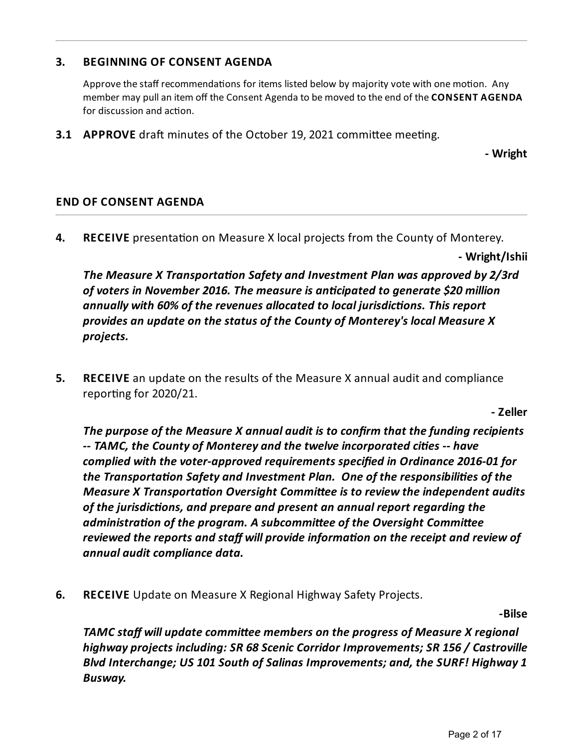## 3. BEGINNING OF CONSENT AGENDA

Approve the staff recommendations for items listed below by majority vote with one motion. Any member may pull an item off the Consent Agenda to be moved to the end of the **CONSENT AGENDA** for discussion and action.

**3.1 APPROVE** draft minutes of the October 19, 2021 committee meeting.

**- Wright**

## END OF CONSENT AGENDA

**4. RECEIVE** presentation on Measure X local projects from the County of Monterey.

**- Wright/Ishii**

***The Measure X Transportation Safety and Investment Plan was approved by 2/3rd of voters in November 2016. The measure is anticipated to generate $20 million annually with 60% of the revenues allocated to local jurisdictions. This report provides an update on the status of the County of Monterey's local Measure X projects.***

**5. RECEIVE** an update on the results of the Measure X annual audit and compliance reporting for 2020/21.

**- Zeller**

***The purpose of the Measure X annual audit is to confirm that the funding recipients -- TAMC, the County of Monterey and the twelve incorporated cities -- have complied with the voter-approved requirements specified in Ordinance 2016-01 for the Transportation Safety and Investment Plan. One of the responsibilities of the Measure X Transportation Oversight Committee is to review the independent audits of the jurisdictions, and prepare and present an annual report regarding the administration of the program. A subcommittee of the Oversight Committee reviewed the reports and staff will provide information on the receipt and review of annual audit compliance data.***

**6. RECEIVE** Update on Measure X Regional Highway Safety Projects.

**-Bilse**

***TAMC staff will update committee members on the progress of Measure X regional highway projects including: SR 68 Scenic Corridor Improvements; SR 156 / Castroville Blvd Interchange; US 101 South of Salinas Improvements; and, the SURF! Highway 1 Busway.***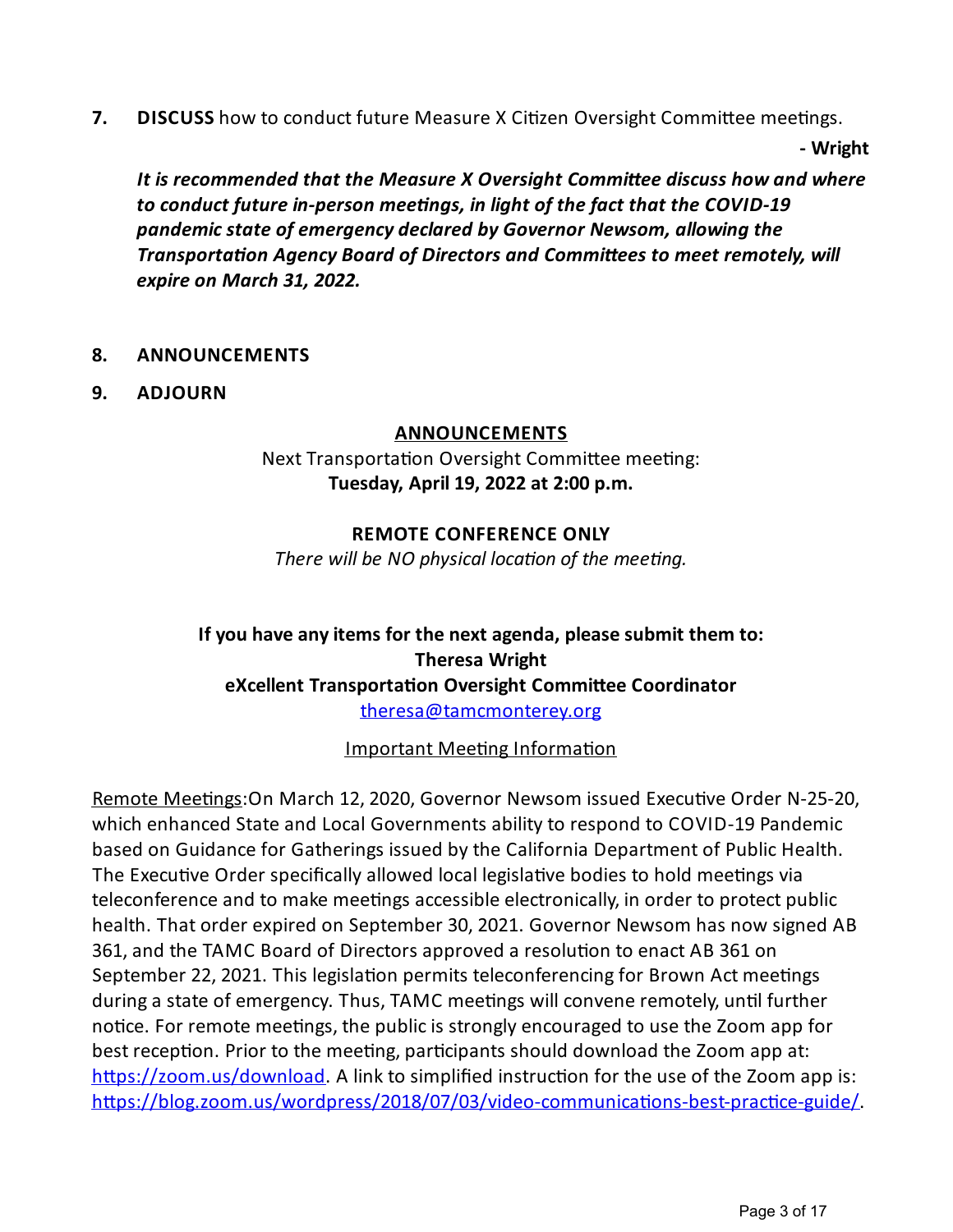7. **DISCUSS** how to conduct future Measure X Citizen Oversight Committee meetings.

**- Wright**

***It is recommended that the Measure X Oversight Committee discuss how and where to conduct future in-person meetings, in light of the fact that the COVID-19 pandemic state of emergency declared by Governor Newsom, allowing the Transportation Agency Board of Directors and Committees to meet remotely, will expire on March 31, 2022.***

8. **ANNOUNCEMENTS**

9. **ADJOURN**

**ANNOUNCEMENTS**

Next Transportation Oversight Committee meeting:
**Tuesday, April 19, 2022 at 2:00 p.m.**

**REMOTE CONFERENCE ONLY**

*There will be NO physical location of the meeting.*

**If you have any items for the next agenda, please submit them to:**
**Theresa Wright**
**eXcellent Transportation Oversight Committee Coordinator**
theresa@tamcmonterey.org

Important Meeting Information

Remote Meetings:On March 12, 2020, Governor Newsom issued Executive Order N-25-20, which enhanced State and Local Governments ability to respond to COVID-19 Pandemic based on Guidance for Gatherings issued by the California Department of Public Health. The Executive Order specifically allowed local legislative bodies to hold meetings via teleconference and to make meetings accessible electronically, in order to protect public health. That order expired on September 30, 2021. Governor Newsom has now signed AB 361, and the TAMC Board of Directors approved a resolution to enact AB 361 on September 22, 2021. This legislation permits teleconferencing for Brown Act meetings during a state of emergency. Thus, TAMC meetings will convene remotely, until further notice. For remote meetings, the public is strongly encouraged to use the Zoom app for best reception. Prior to the meeting, participants should download the Zoom app at: https://zoom.us/download. A link to simplified instruction for the use of the Zoom app is: https://blog.zoom.us/wordpress/2018/07/03/video-communications-best-practice-guide/.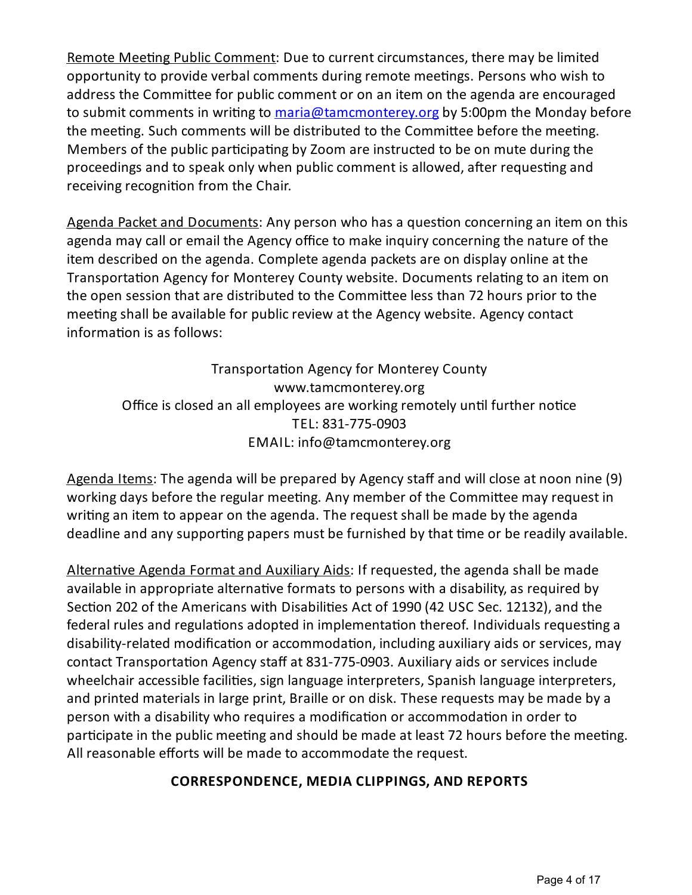<u>Remote Meeting Public Comment</u>: Due to current circumstances, there may be limited opportunity to provide verbal comments during remote meetings. Persons who wish to address the Committee for public comment or on an item on the agenda are encouraged to submit comments in writing to [maria@tamcmonterey.org](mailto:maria@tamcmonterey.org) by 5:00pm the Monday before the meeting. Such comments will be distributed to the Committee before the meeting. Members of the public participating by Zoom are instructed to be on mute during the proceedings and to speak only when public comment is allowed, after requesting and receiving recognition from the Chair.

<u>Agenda Packet and Documents</u>: Any person who has a question concerning an item on this agenda may call or email the Agency office to make inquiry concerning the nature of the item described on the agenda. Complete agenda packets are on display online at the Transportation Agency for Monterey County website. Documents relating to an item on the open session that are distributed to the Committee less than 72 hours prior to the meeting shall be available for public review at the Agency website. Agency contact information is as follows:

Transportation Agency for Monterey County
www.tamcmonterey.org
Office is closed an all employees are working remotely until further notice
TEL: 831-775-0903
EMAIL: info@tamcmonterey.org

<u>Agenda Items</u>: The agenda will be prepared by Agency staff and will close at noon nine (9) working days before the regular meeting. Any member of the Committee may request in writing an item to appear on the agenda. The request shall be made by the agenda deadline and any supporting papers must be furnished by that time or be readily available.

<u>Alternative Agenda Format and Auxiliary Aids</u>: If requested, the agenda shall be made available in appropriate alternative formats to persons with a disability, as required by Section 202 of the Americans with Disabilities Act of 1990 (42 USC Sec. 12132), and the federal rules and regulations adopted in implementation thereof. Individuals requesting a disability-related modification or accommodation, including auxiliary aids or services, may contact Transportation Agency staff at 831-775-0903. Auxiliary aids or services include wheelchair accessible facilities, sign language interpreters, Spanish language interpreters, and printed materials in large print, Braille or on disk. These requests may be made by a person with a disability who requires a modification or accommodation in order to participate in the public meeting and should be made at least 72 hours before the meeting. All reasonable efforts will be made to accommodate the request.

**CORRESPONDENCE, MEDIA CLIPPINGS, AND REPORTS**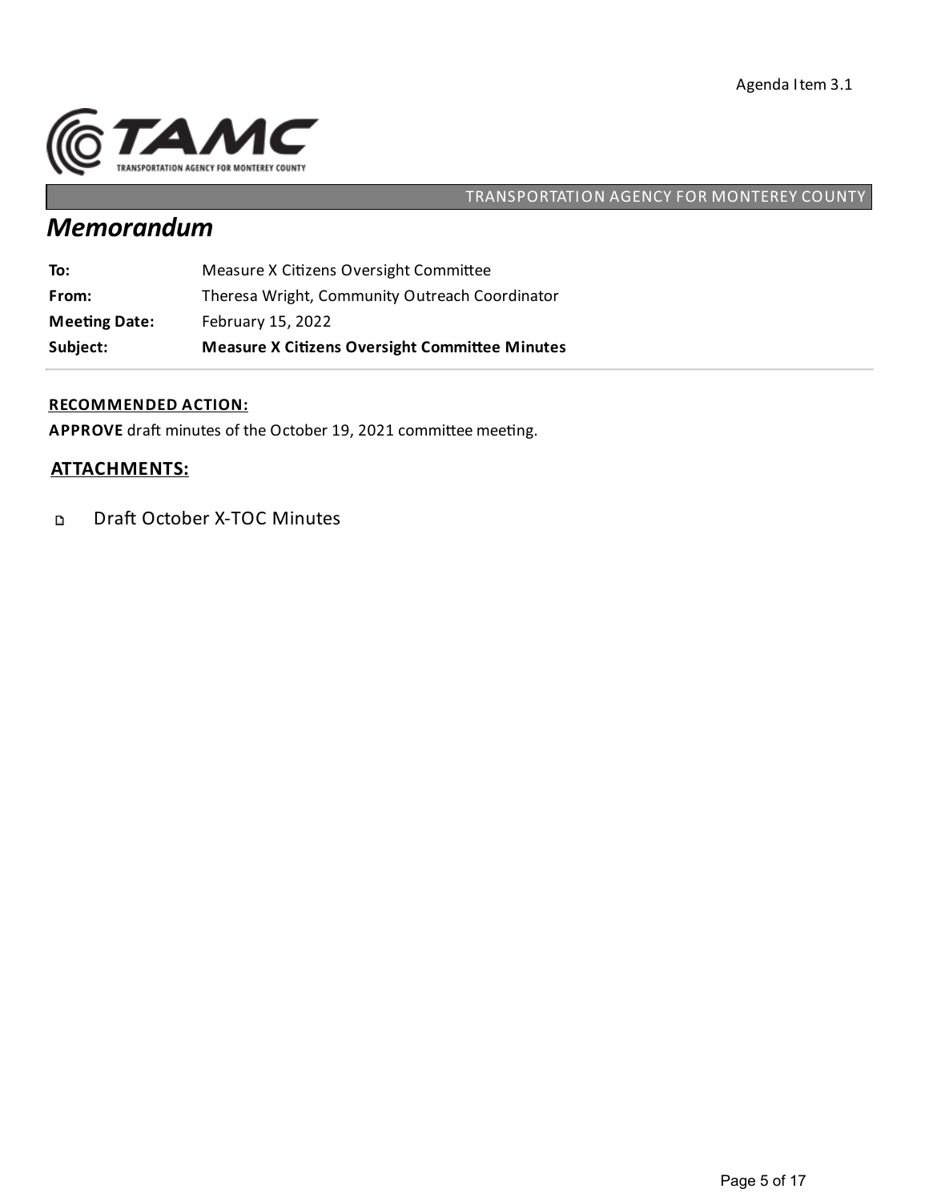Agenda Item 3.1

**TAMC**
TRANSPORTATION AGENCY FOR MONTEREY COUNTY

TRANSPORTATION AGENCY FOR MONTEREY COUNTY

# *Memorandum*

| | |
|---|---|
| **To:** | Measure X Citizens Oversight Committee |
| **From:** | Theresa Wright, Community Outreach Coordinator |
| **Meeting Date:** | February 15, 2022 |
| **Subject:** | **Measure X Citizens Oversight Committee Minutes** |

**RECOMMENDED ACTION:**

**APPROVE** draft minutes of the October 19, 2021 committee meeting.

## ATTACHMENTS:

- Draft October X-TOC Minutes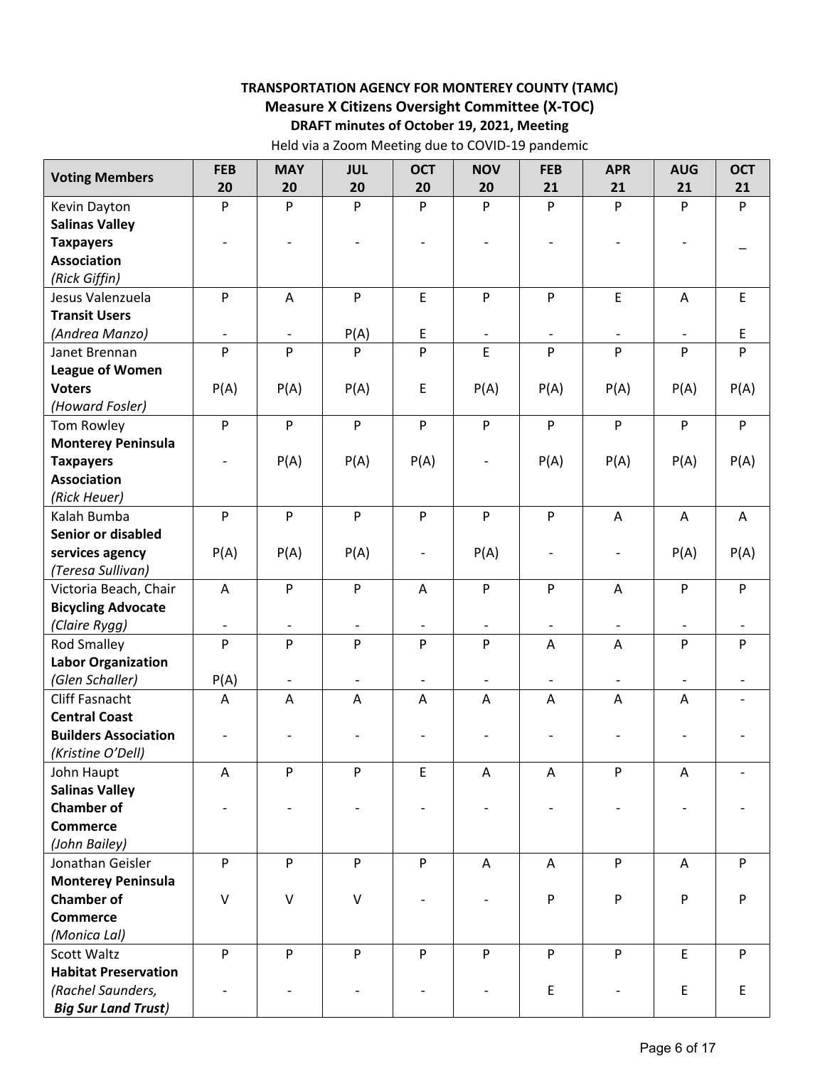**TRANSPORTATION AGENCY FOR MONTEREY COUNTY (TAMC)**
**Measure X Citizens Oversight Committee (X-TOC)**
**DRAFT minutes of October 19, 2021, Meeting**
Held via a Zoom Meeting due to COVID-19 pandemic

| Voting Members | FEB 20 | MAY 20 | JUL 20 | OCT 20 | NOV 20 | FEB 21 | APR 21 | AUG 21 | OCT 21 |
|---|---|---|---|---|---|---|---|---|---|
| Kevin Dayton | P | P | P | P | P | P | P | P | P |
| **Salinas Valley Taxpayers Association** *(Rick Giffin)* | - | - | - | - | - | - | - | - | _ |
| Jesus Valenzuela | P | A | P | E | P | P | E | A | E |
| **Transit Users** *(Andrea Manzo)* | - | - | P(A) | E | - | - | - | - | E |
| Janet Brennan | P | P | P | P | E | P | P | P | P |
| **League of Women Voters** *(Howard Fosler)* | P(A) | P(A) | P(A) | E | P(A) | P(A) | P(A) | P(A) | P(A) |
| Tom Rowley | P | P | P | P | P | P | P | P | P |
| **Monterey Peninsula Taxpayers Association** *(Rick Heuer)* | - | P(A) | P(A) | P(A) | - | P(A) | P(A) | P(A) | P(A) |
| Kalah Bumba | P | P | P | P | P | P | A | A | A |
| **Senior or disabled services agency** *(Teresa Sullivan)* | P(A) | P(A) | P(A) | - | P(A) | - | - | P(A) | P(A) |
| Victoria Beach, Chair | A | P | P | A | P | P | A | P | P |
| **Bicycling Advocate** *(Claire Rygg)* | - | - | - | - | - | - | - | - | - |
| Rod Smalley | P | P | P | P | P | A | A | P | P |
| **Labor Organization** *(Glen Schaller)* | P(A) | - | - | - | - | - | - | - | - |
| Cliff Fasnacht | A | A | A | A | A | A | A | A | - |
| **Central Coast Builders Association** *(Kristine O'Dell)* | - | - | - | - | - | - | - | - | - |
| John Haupt | A | P | P | E | A | A | P | A | - |
| **Salinas Valley Chamber of Commerce** *(John Bailey)* | - | - | - | - | - | - | - | - | - |
| Jonathan Geisler | P | P | P | P | A | A | P | A | P |
| **Monterey Peninsula Chamber of Commerce** *(Monica Lal)* | V | V | V | - | - | P | P | P | P |
| Scott Waltz | P | P | P | P | P | P | P | E | P |
| **Habitat Preservation** *(Rachel Saunders, **Big Sur Land Trust**)* | - | - | - | - | - | E | - | E | E |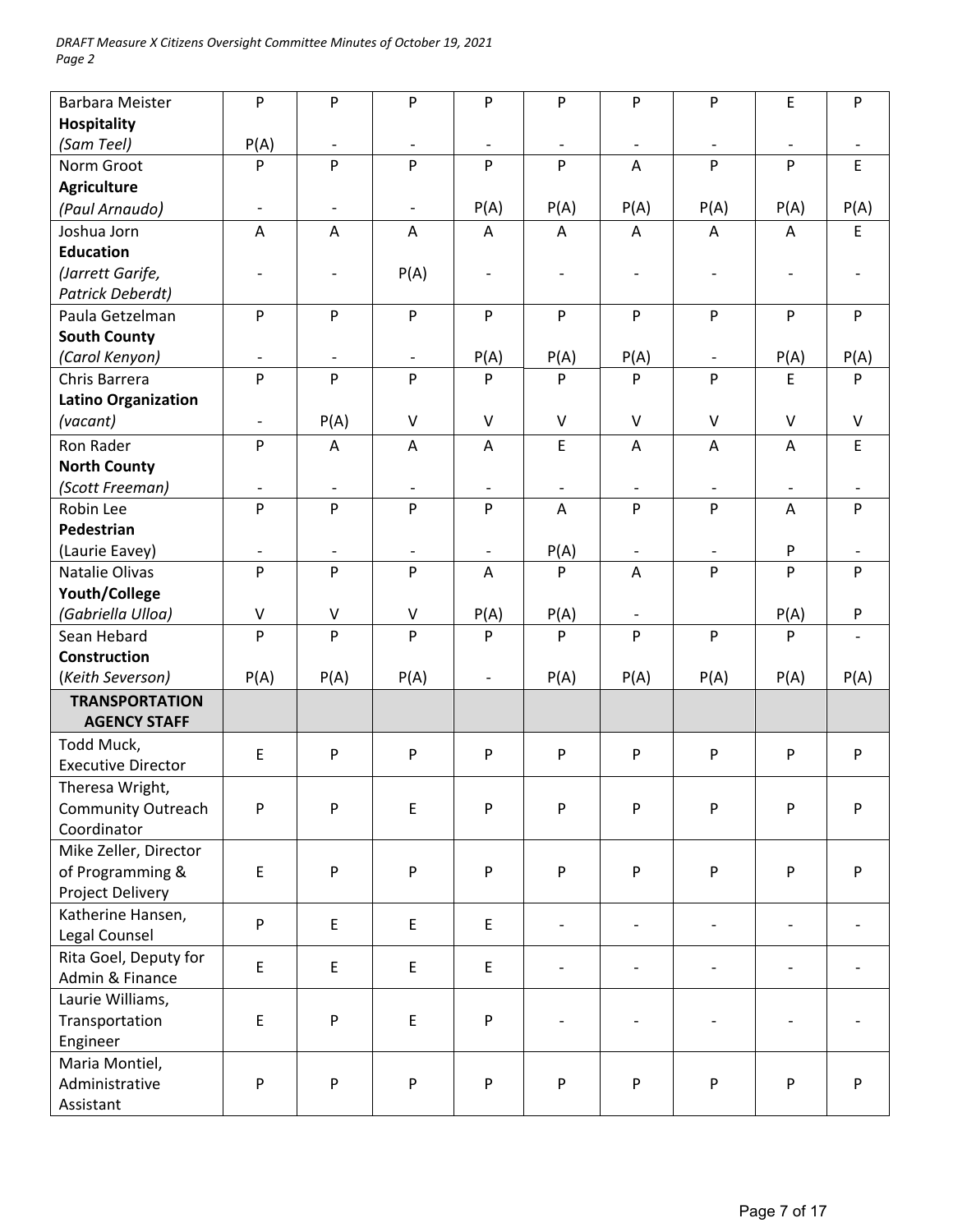| | | | | | | | | | |
|---|---|---|---|---|---|---|---|---|---|
| Barbara Meister<br>**Hospitality**<br>*(Sam Teel)* | P<br><br>P(A) | P<br><br>- | P<br><br>- | P<br><br>- | P<br><br>- | P<br><br>- | P<br><br>- | E<br><br>- | P<br><br>- |
| Norm Groot<br>**Agriculture**<br>*(Paul Arnaudo)* | P<br><br>- | P<br><br>- | P<br><br>- | P<br><br>P(A) | P<br><br>P(A) | A<br><br>P(A) | P<br><br>P(A) | P<br><br>P(A) | E<br><br>P(A) |
| Joshua Jorn<br>**Education**<br>*(Jarrett Garife, Patrick Deberdt)* | A<br><br>- | A<br><br>- | A<br><br>P(A) | A<br><br>- | A<br><br>- | A<br><br>- | A<br><br>- | A<br><br>- | E<br><br>- |
| Paula Getzelman<br>**South County**<br>*(Carol Kenyon)* | P<br><br>- | P<br><br>- | P<br><br>- | P<br><br>P(A) | P<br><br>P(A) | P<br><br>P(A) | P<br><br>- | P<br><br>P(A) | P<br><br>P(A) |
| Chris Barrera<br>**Latino Organization**<br>*(vacant)* | P<br><br>- | P<br><br>P(A) | P<br><br>V | P<br><br>V | P<br><br>V | P<br><br>V | P<br><br>V | E<br><br>V | P<br><br>V |
| Ron Rader<br>**North County**<br>*(Scott Freeman)* | P<br><br>- | A<br><br>- | A<br><br>- | A<br><br>- | E<br><br>- | A<br><br>- | A<br><br>- | A<br><br>- | E<br><br>- |
| Robin Lee<br>**Pedestrian**<br>(Laurie Eavey) | P<br><br>- | P<br><br>- | P<br><br>- | P<br><br>- | A<br><br>P(A) | P<br><br>- | P<br><br>- | A<br><br>P | P<br><br>- |
| Natalie Olivas<br>**Youth/College**<br>*(Gabriella Ulloa)* | P<br><br>V | P<br><br>V | P<br><br>V | A<br><br>P(A) | P<br><br>P(A) | A<br><br>- | P<br><br> | P<br><br>P(A) | P<br><br>P |
| Sean Hebard<br>**Construction**<br>(*Keith Severson*) | P<br><br>P(A) | P<br><br>P(A) | P<br><br>P(A) | P<br><br>- | P<br><br>P(A) | P<br><br>P(A) | P<br><br>P(A) | P<br><br>P(A) | -<br><br>P(A) |
| **TRANSPORTATION AGENCY STAFF** | | | | | | | | | |
| Todd Muck, Executive Director | E | P | P | P | P | P | P | P | P |
| Theresa Wright, Community Outreach Coordinator | P | P | E | P | P | P | P | P | P |
| Mike Zeller, Director of Programming & Project Delivery | E | P | P | P | P | P | P | P | P |
| Katherine Hansen, Legal Counsel | P | E | E | E | - | - | - | - | - |
| Rita Goel, Deputy for Admin & Finance | E | E | E | E | - | - | - | - | - |
| Laurie Williams, Transportation Engineer | E | P | E | P | - | - | - | - | - |
| Maria Montiel, Administrative Assistant | P | P | P | P | P | P | P | P | P |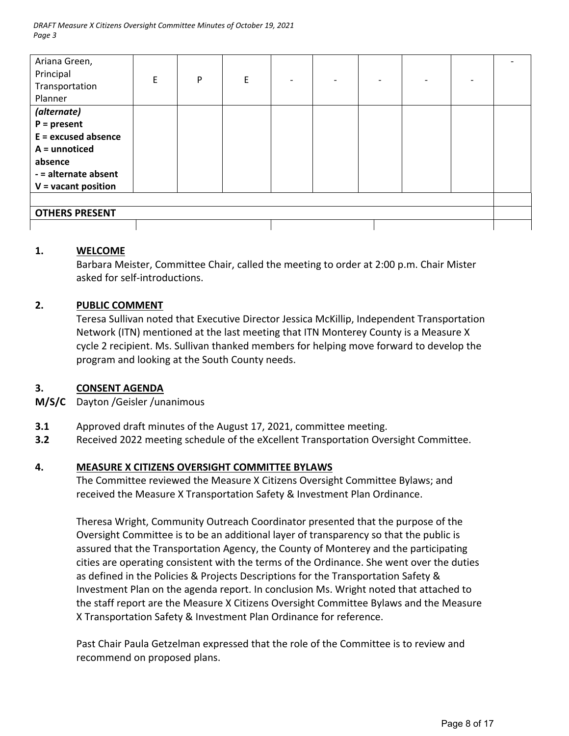| | | | | | | | | | |
|---|---|---|---|---|---|---|---|---|---|
| Ariana Green, Principal Transportation Planner | E | P | E | - | - | - | - | - | - |
| ***(alternate)*** **P = present** **E = excused absence** **A = unnoticed absence** **- = alternate absent** **V = vacant position** | | | | | | | | | |
| | | | | | | | | | |
| **OTHERS PRESENT** | | | | | | | | | |
| | | | | | | | | | |

**1. WELCOME**

Barbara Meister, Committee Chair, called the meeting to order at 2:00 p.m. Chair Mister asked for self-introductions.

**2. PUBLIC COMMENT**

Teresa Sullivan noted that Executive Director Jessica McKillip, Independent Transportation Network (ITN) mentioned at the last meeting that ITN Monterey County is a Measure X cycle 2 recipient. Ms. Sullivan thanked members for helping move forward to develop the program and looking at the South County needs.

**3. CONSENT AGENDA**

**M/S/C** Dayton /Geisler /unanimous

**3.1** Approved draft minutes of the August 17, 2021, committee meeting.

**3.2** Received 2022 meeting schedule of the eXcellent Transportation Oversight Committee.

**4. MEASURE X CITIZENS OVERSIGHT COMMITTEE BYLAWS**

The Committee reviewed the Measure X Citizens Oversight Committee Bylaws; and received the Measure X Transportation Safety & Investment Plan Ordinance.

Theresa Wright, Community Outreach Coordinator presented that the purpose of the Oversight Committee is to be an additional layer of transparency so that the public is assured that the Transportation Agency, the County of Monterey and the participating cities are operating consistent with the terms of the Ordinance. She went over the duties as defined in the Policies & Projects Descriptions for the Transportation Safety & Investment Plan on the agenda report. In conclusion Ms. Wright noted that attached to the staff report are the Measure X Citizens Oversight Committee Bylaws and the Measure X Transportation Safety & Investment Plan Ordinance for reference.

Past Chair Paula Getzelman expressed that the role of the Committee is to review and recommend on proposed plans.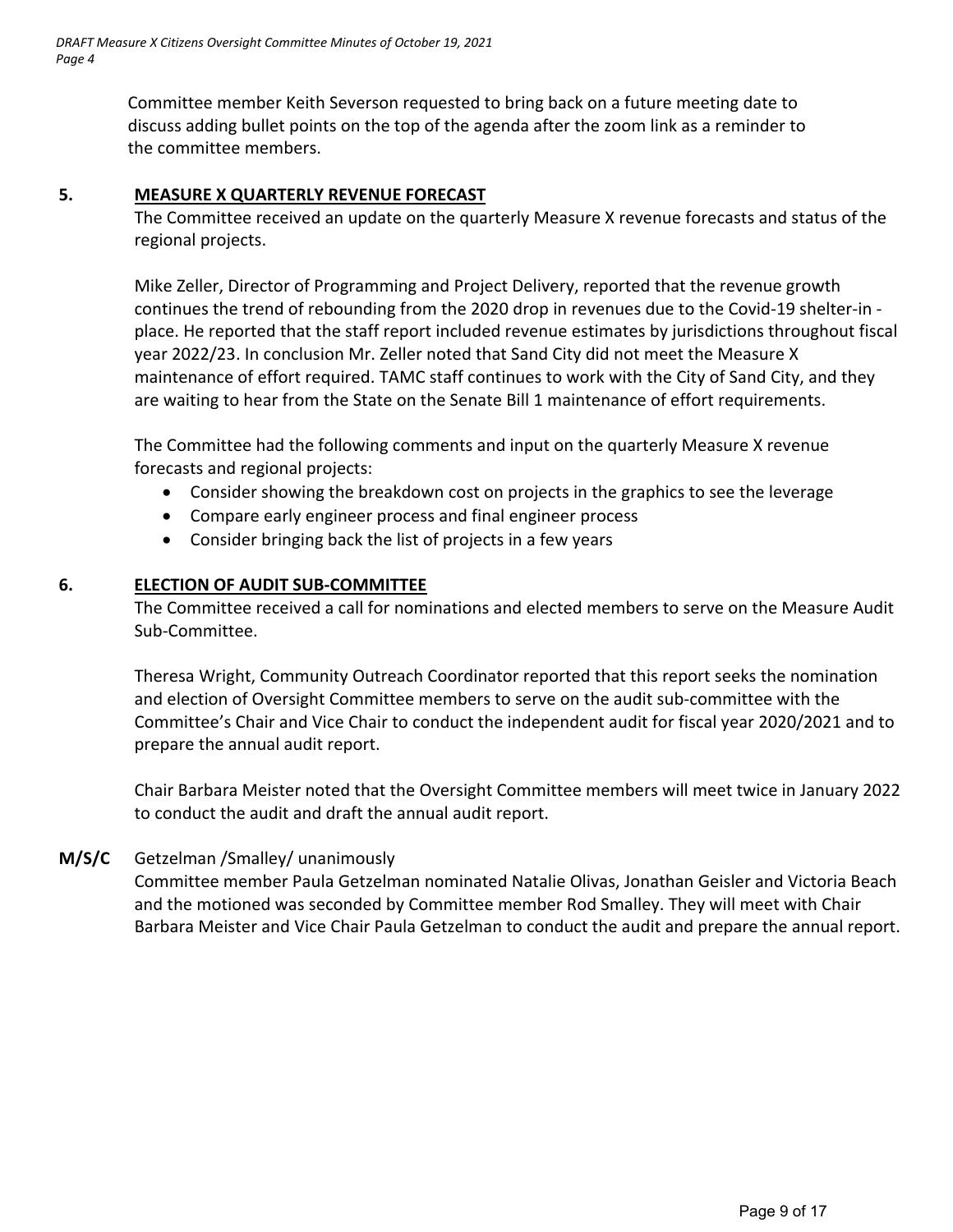Committee member Keith Severson requested to bring back on a future meeting date to discuss adding bullet points on the top of the agenda after the zoom link as a reminder to the committee members.

## 5. MEASURE X QUARTERLY REVENUE FORECAST

The Committee received an update on the quarterly Measure X revenue forecasts and status of the regional projects.

Mike Zeller, Director of Programming and Project Delivery, reported that the revenue growth continues the trend of rebounding from the 2020 drop in revenues due to the Covid-19 shelter-in - place. He reported that the staff report included revenue estimates by jurisdictions throughout fiscal year 2022/23. In conclusion Mr. Zeller noted that Sand City did not meet the Measure X maintenance of effort required. TAMC staff continues to work with the City of Sand City, and they are waiting to hear from the State on the Senate Bill 1 maintenance of effort requirements.

The Committee had the following comments and input on the quarterly Measure X revenue forecasts and regional projects:

- Consider showing the breakdown cost on projects in the graphics to see the leverage
- Compare early engineer process and final engineer process
- Consider bringing back the list of projects in a few years

## 6. ELECTION OF AUDIT SUB-COMMITTEE

The Committee received a call for nominations and elected members to serve on the Measure Audit Sub-Committee.

Theresa Wright, Community Outreach Coordinator reported that this report seeks the nomination and election of Oversight Committee members to serve on the audit sub-committee with the Committee's Chair and Vice Chair to conduct the independent audit for fiscal year 2020/2021 and to prepare the annual audit report.

Chair Barbara Meister noted that the Oversight Committee members will meet twice in January 2022 to conduct the audit and draft the annual audit report.

**M/S/C** Getzelman /Smalley/ unanimously

Committee member Paula Getzelman nominated Natalie Olivas, Jonathan Geisler and Victoria Beach and the motioned was seconded by Committee member Rod Smalley. They will meet with Chair Barbara Meister and Vice Chair Paula Getzelman to conduct the audit and prepare the annual report.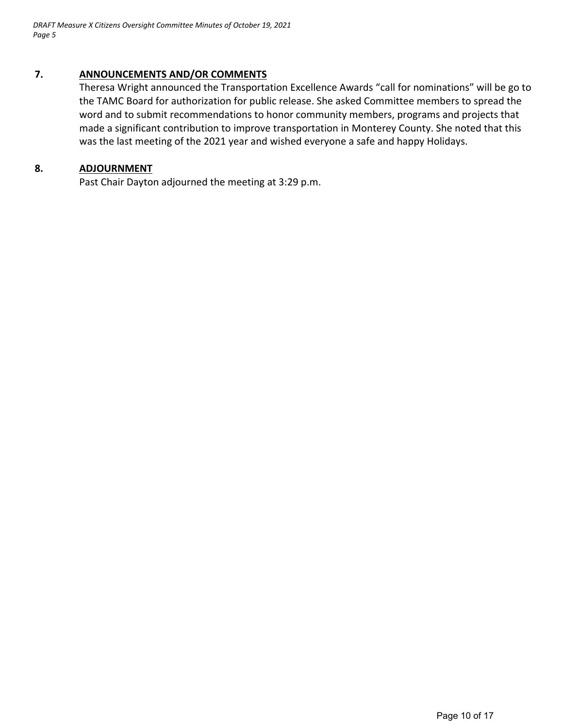## 7. ANNOUNCEMENTS AND/OR COMMENTS

Theresa Wright announced the Transportation Excellence Awards "call for nominations" will be go to the TAMC Board for authorization for public release. She asked Committee members to spread the word and to submit recommendations to honor community members, programs and projects that made a significant contribution to improve transportation in Monterey County. She noted that this was the last meeting of the 2021 year and wished everyone a safe and happy Holidays.

## 8. ADJOURNMENT

Past Chair Dayton adjourned the meeting at 3:29 p.m.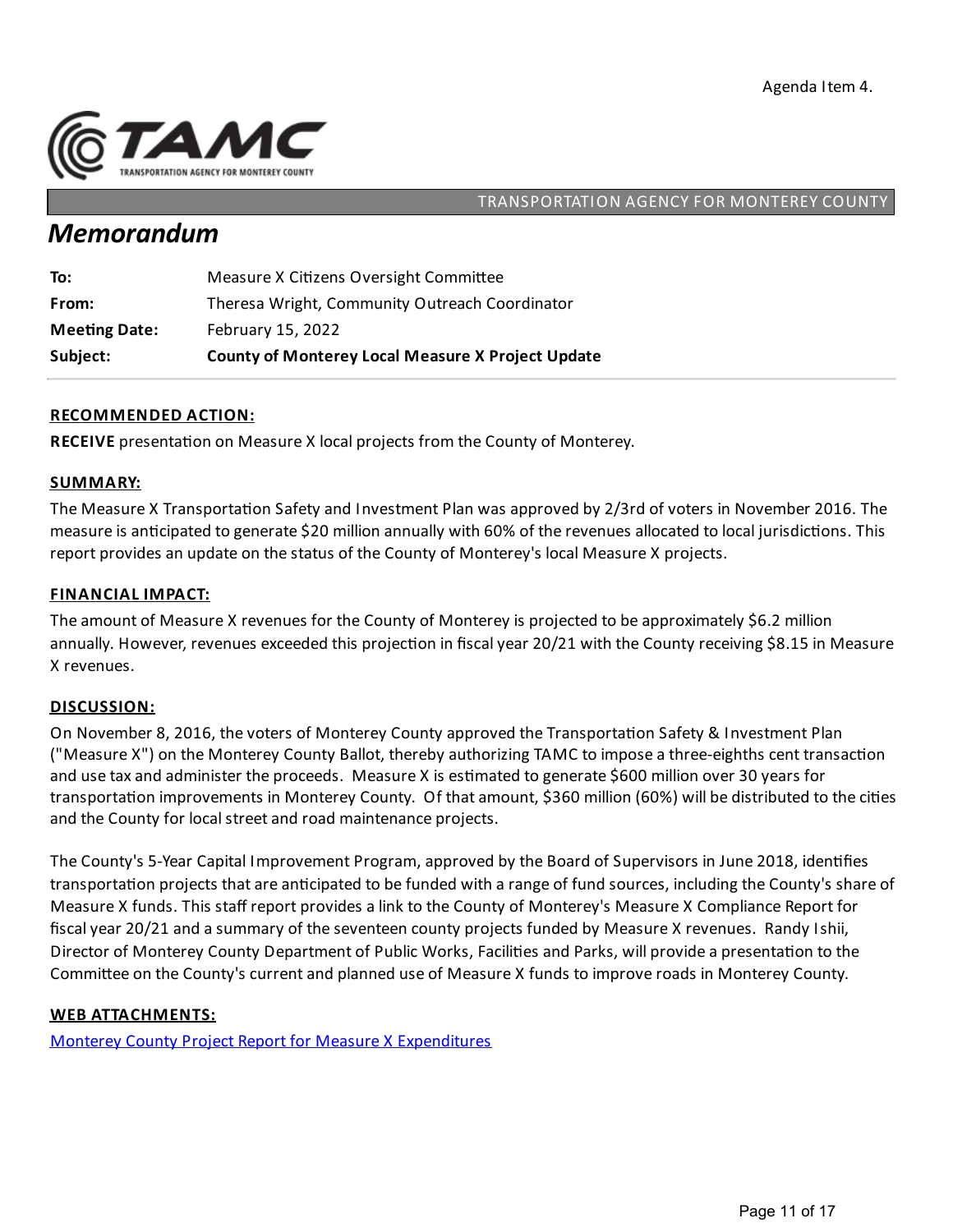Agenda Item 4.

TRANSPORTATION AGENCY FOR MONTEREY COUNTY

# *Memorandum*

| | |
|---|---|
| **To:** | Measure X Citizens Oversight Committee |
| **From:** | Theresa Wright, Community Outreach Coordinator |
| **Meeting Date:** | February 15, 2022 |
| **Subject:** | **County of Monterey Local Measure X Project Update** |

## RECOMMENDED ACTION:

**RECEIVE** presentation on Measure X local projects from the County of Monterey.

## SUMMARY:

The Measure X Transportation Safety and Investment Plan was approved by 2/3rd of voters in November 2016. The measure is anticipated to generate $20 million annually with 60% of the revenues allocated to local jurisdictions. This report provides an update on the status of the County of Monterey's local Measure X projects.

## FINANCIAL IMPACT:

The amount of Measure X revenues for the County of Monterey is projected to be approximately $6.2 million annually. However, revenues exceeded this projection in fiscal year 20/21 with the County receiving $8.15 in Measure X revenues.

## DISCUSSION:

On November 8, 2016, the voters of Monterey County approved the Transportation Safety & Investment Plan ("Measure X") on the Monterey County Ballot, thereby authorizing TAMC to impose a three-eighths cent transaction and use tax and administer the proceeds. Measure X is estimated to generate $600 million over 30 years for transportation improvements in Monterey County. Of that amount, $360 million (60%) will be distributed to the cities and the County for local street and road maintenance projects.

The County's 5-Year Capital Improvement Program, approved by the Board of Supervisors in June 2018, identifies transportation projects that are anticipated to be funded with a range of fund sources, including the County's share of Measure X funds. This staff report provides a link to the County of Monterey's Measure X Compliance Report for fiscal year 20/21 and a summary of the seventeen county projects funded by Measure X revenues. Randy Ishii, Director of Monterey County Department of Public Works, Facilities and Parks, will provide a presentation to the Committee on the County's current and planned use of Measure X funds to improve roads in Monterey County.

## WEB ATTACHMENTS:

Monterey County Project Report for Measure X Expenditures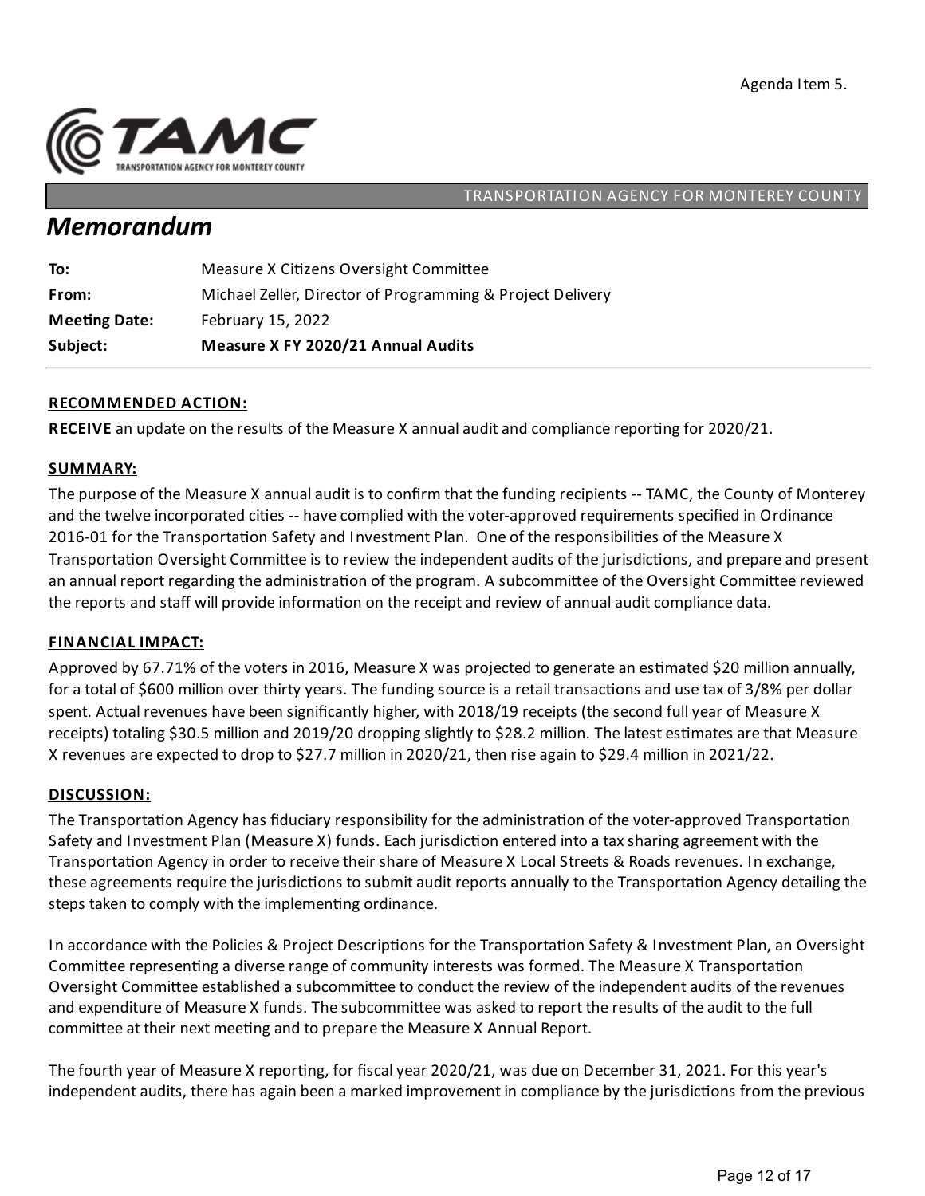Agenda Item 5.

TRANSPORTATION AGENCY FOR MONTEREY COUNTY

# Memorandum

| | |
|---|---|
| **To:** | Measure X Citizens Oversight Committee |
| **From:** | Michael Zeller, Director of Programming & Project Delivery |
| **Meeting Date:** | February 15, 2022 |
| **Subject:** | **Measure X FY 2020/21 Annual Audits** |

## RECOMMENDED ACTION:

**RECEIVE** an update on the results of the Measure X annual audit and compliance reporting for 2020/21.

## SUMMARY:

The purpose of the Measure X annual audit is to confirm that the funding recipients -- TAMC, the County of Monterey and the twelve incorporated cities -- have complied with the voter-approved requirements specified in Ordinance 2016-01 for the Transportation Safety and Investment Plan. One of the responsibilities of the Measure X Transportation Oversight Committee is to review the independent audits of the jurisdictions, and prepare and present an annual report regarding the administration of the program. A subcommittee of the Oversight Committee reviewed the reports and staff will provide information on the receipt and review of annual audit compliance data.

## FINANCIAL IMPACT:

Approved by 67.71% of the voters in 2016, Measure X was projected to generate an estimated $20 million annually, for a total of $600 million over thirty years. The funding source is a retail transactions and use tax of 3/8% per dollar spent. Actual revenues have been significantly higher, with 2018/19 receipts (the second full year of Measure X receipts) totaling $30.5 million and 2019/20 dropping slightly to $28.2 million. The latest estimates are that Measure X revenues are expected to drop to $27.7 million in 2020/21, then rise again to $29.4 million in 2021/22.

## DISCUSSION:

The Transportation Agency has fiduciary responsibility for the administration of the voter-approved Transportation Safety and Investment Plan (Measure X) funds. Each jurisdiction entered into a tax sharing agreement with the Transportation Agency in order to receive their share of Measure X Local Streets & Roads revenues. In exchange, these agreements require the jurisdictions to submit audit reports annually to the Transportation Agency detailing the steps taken to comply with the implementing ordinance.

In accordance with the Policies & Project Descriptions for the Transportation Safety & Investment Plan, an Oversight Committee representing a diverse range of community interests was formed. The Measure X Transportation Oversight Committee established a subcommittee to conduct the review of the independent audits of the revenues and expenditure of Measure X funds. The subcommittee was asked to report the results of the audit to the full committee at their next meeting and to prepare the Measure X Annual Report.

The fourth year of Measure X reporting, for fiscal year 2020/21, was due on December 31, 2021. For this year's independent audits, there has again been a marked improvement in compliance by the jurisdictions from the previous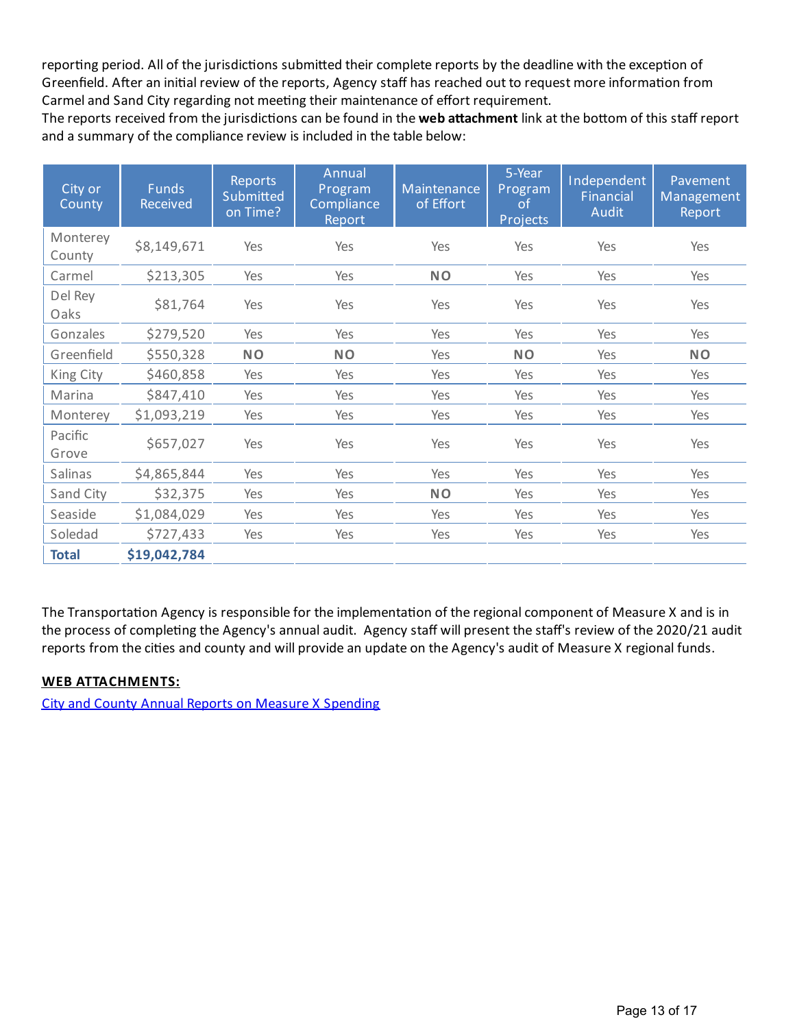reporting period. All of the jurisdictions submitted their complete reports by the deadline with the exception of Greenfield. After an initial review of the reports, Agency staff has reached out to request more information from Carmel and Sand City regarding not meeting their maintenance of effort requirement.

The reports received from the jurisdictions can be found in the **web attachment** link at the bottom of this staff report and a summary of the compliance review is included in the table below:

| City or County | Funds Received | Reports Submitted on Time? | Annual Program Compliance Report | Maintenance of Effort | 5-Year Program of Projects | Independent Financial Audit | Pavement Management Report |
|---|---|---|---|---|---|---|---|
| Monterey County | $8,149,671 | Yes | Yes | Yes | Yes | Yes | Yes |
| Carmel | $213,305 | Yes | Yes | **NO** | Yes | Yes | Yes |
| Del Rey Oaks | $81,764 | Yes | Yes | Yes | Yes | Yes | Yes |
| Gonzales | $279,520 | Yes | Yes | Yes | Yes | Yes | Yes |
| Greenfield | $550,328 | **NO** | **NO** | Yes | **NO** | Yes | **NO** |
| King City | $460,858 | Yes | Yes | Yes | Yes | Yes | Yes |
| Marina | $847,410 | Yes | Yes | Yes | Yes | Yes | Yes |
| Monterey | $1,093,219 | Yes | Yes | Yes | Yes | Yes | Yes |
| Pacific Grove | $657,027 | Yes | Yes | Yes | Yes | Yes | Yes |
| Salinas | $4,865,844 | Yes | Yes | Yes | Yes | Yes | Yes |
| Sand City | $32,375 | Yes | Yes | **NO** | Yes | Yes | Yes |
| Seaside | $1,084,029 | Yes | Yes | Yes | Yes | Yes | Yes |
| Soledad | $727,433 | Yes | Yes | Yes | Yes | Yes | Yes |
| **Total** | **$19,042,784** | | | | | | |

The Transportation Agency is responsible for the implementation of the regional component of Measure X and is in the process of completing the Agency's annual audit. Agency staff will present the staff's review of the 2020/21 audit reports from the cities and county and will provide an update on the Agency's audit of Measure X regional funds.

**WEB ATTACHMENTS:**

City and County Annual Reports on Measure X Spending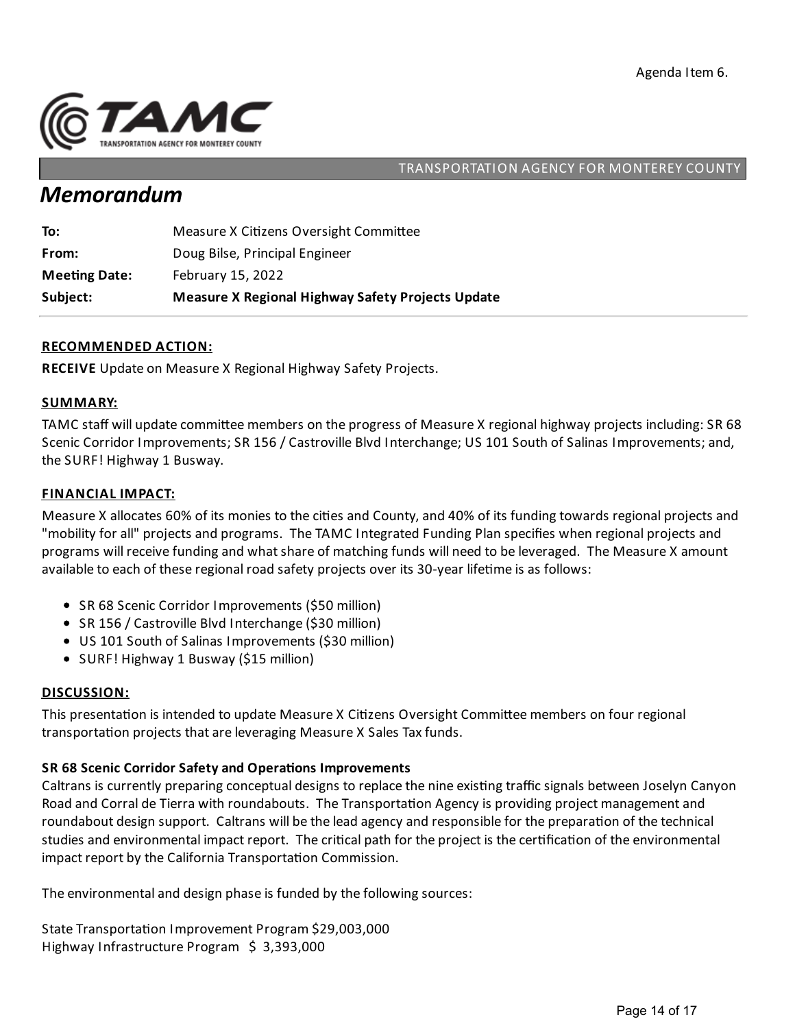Agenda Item 6.

TAMC — TRANSPORTATION AGENCY FOR MONTEREY COUNTY

# *Memorandum*

**To:** Measure X Citizens Oversight Committee
**From:** Doug Bilse, Principal Engineer
**Meeting Date:** February 15, 2022
**Subject:** **Measure X Regional Highway Safety Projects Update**

**RECOMMENDED ACTION:**

**RECEIVE** Update on Measure X Regional Highway Safety Projects.

**SUMMARY:**

TAMC staff will update committee members on the progress of Measure X regional highway projects including: SR 68 Scenic Corridor Improvements; SR 156 / Castroville Blvd Interchange; US 101 South of Salinas Improvements; and, the SURF! Highway 1 Busway.

**FINANCIAL IMPACT:**

Measure X allocates 60% of its monies to the cities and County, and 40% of its funding towards regional projects and "mobility for all" projects and programs. The TAMC Integrated Funding Plan specifies when regional projects and programs will receive funding and what share of matching funds will need to be leveraged. The Measure X amount available to each of these regional road safety projects over its 30-year lifetime is as follows:

- SR 68 Scenic Corridor Improvements ($50 million)
- SR 156 / Castroville Blvd Interchange ($30 million)
- US 101 South of Salinas Improvements ($30 million)
- SURF! Highway 1 Busway ($15 million)

**DISCUSSION:**

This presentation is intended to update Measure X Citizens Oversight Committee members on four regional transportation projects that are leveraging Measure X Sales Tax funds.

**SR 68 Scenic Corridor Safety and Operations Improvements**

Caltrans is currently preparing conceptual designs to replace the nine existing traffic signals between Joselyn Canyon Road and Corral de Tierra with roundabouts. The Transportation Agency is providing project management and roundabout design support. Caltrans will be the lead agency and responsible for the preparation of the technical studies and environmental impact report. The critical path for the project is the certification of the environmental impact report by the California Transportation Commission.

The environmental and design phase is funded by the following sources:

State Transportation Improvement Program $29,003,000
Highway Infrastructure Program $ 3,393,000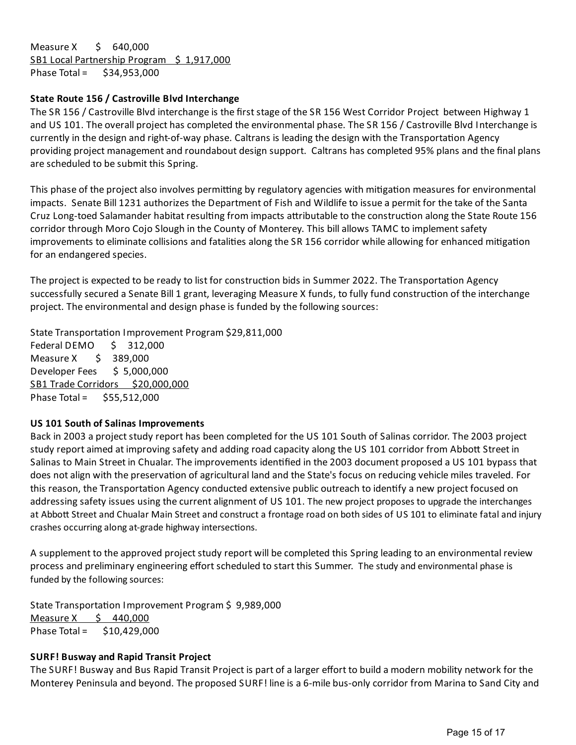Measure X $ 640,000
SB1 Local Partnership Program $ 1,917,000
Phase Total = $34,953,000

**State Route 156 / Castroville Blvd Interchange**

The SR 156 / Castroville Blvd interchange is the first stage of the SR 156 West Corridor Project between Highway 1 and US 101. The overall project has completed the environmental phase. The SR 156 / Castroville Blvd Interchange is currently in the design and right-of-way phase. Caltrans is leading the design with the Transportation Agency providing project management and roundabout design support. Caltrans has completed 95% plans and the final plans are scheduled to be submit this Spring.

This phase of the project also involves permitting by regulatory agencies with mitigation measures for environmental impacts. Senate Bill 1231 authorizes the Department of Fish and Wildlife to issue a permit for the take of the Santa Cruz Long-toed Salamander habitat resulting from impacts attributable to the construction along the State Route 156 corridor through Moro Cojo Slough in the County of Monterey. This bill allows TAMC to implement safety improvements to eliminate collisions and fatalities along the SR 156 corridor while allowing for enhanced mitigation for an endangered species.

The project is expected to be ready to list for construction bids in Summer 2022. The Transportation Agency successfully secured a Senate Bill 1 grant, leveraging Measure X funds, to fully fund construction of the interchange project. The environmental and design phase is funded by the following sources:

State Transportation Improvement Program $29,811,000
Federal DEMO $ 312,000
Measure X $ 389,000
Developer Fees $ 5,000,000
SB1 Trade Corridors $20,000,000
Phase Total = $55,512,000

**US 101 South of Salinas Improvements**

Back in 2003 a project study report has been completed for the US 101 South of Salinas corridor. The 2003 project study report aimed at improving safety and adding road capacity along the US 101 corridor from Abbott Street in Salinas to Main Street in Chualar. The improvements identified in the 2003 document proposed a US 101 bypass that does not align with the preservation of agricultural land and the State's focus on reducing vehicle miles traveled. For this reason, the Transportation Agency conducted extensive public outreach to identify a new project focused on addressing safety issues using the current alignment of US 101. The new project proposes to upgrade the interchanges at Abbott Street and Chualar Main Street and construct a frontage road on both sides of US 101 to eliminate fatal and injury crashes occurring along at-grade highway intersections.

A supplement to the approved project study report will be completed this Spring leading to an environmental review process and preliminary engineering effort scheduled to start this Summer. The study and environmental phase is funded by the following sources:

State Transportation Improvement Program $ 9,989,000
Measure X $ 440,000
Phase Total = $10,429,000

**SURF! Busway and Rapid Transit Project**

The SURF! Busway and Bus Rapid Transit Project is part of a larger effort to build a modern mobility network for the Monterey Peninsula and beyond. The proposed SURF! line is a 6-mile bus-only corridor from Marina to Sand City and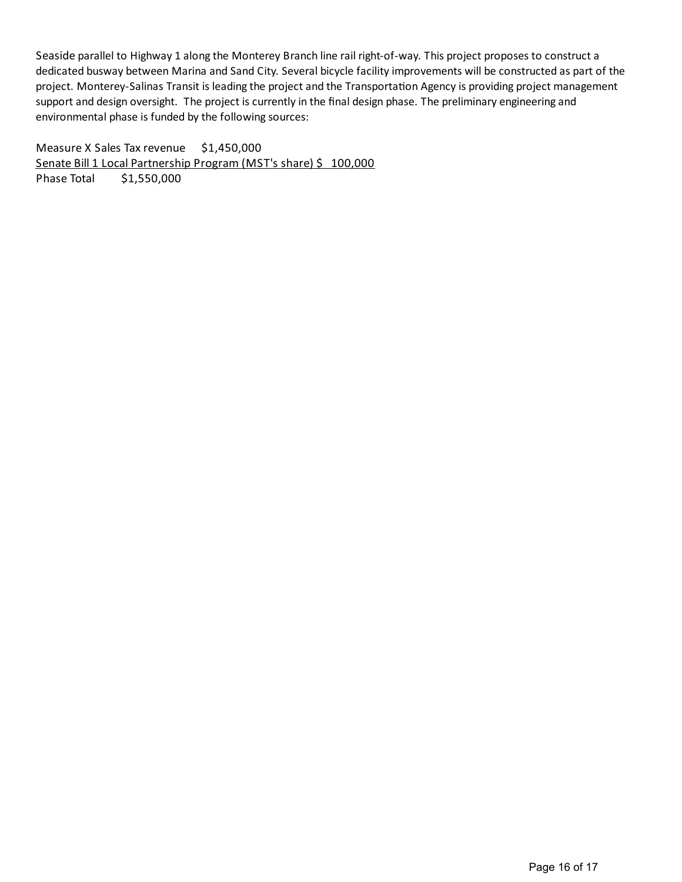Seaside parallel to Highway 1 along the Monterey Branch line rail right-of-way. This project proposes to construct a dedicated busway between Marina and Sand City. Several bicycle facility improvements will be constructed as part of the project. Monterey-Salinas Transit is leading the project and the Transportation Agency is providing project management support and design oversight. The project is currently in the final design phase. The preliminary engineering and environmental phase is funded by the following sources:

| Source | Amount |
| --- | --- |
| Measure X Sales Tax revenue | $1,450,000 |
| Senate Bill 1 Local Partnership Program (MST's share) | $ 100,000 |
| Phase Total | $1,550,000 |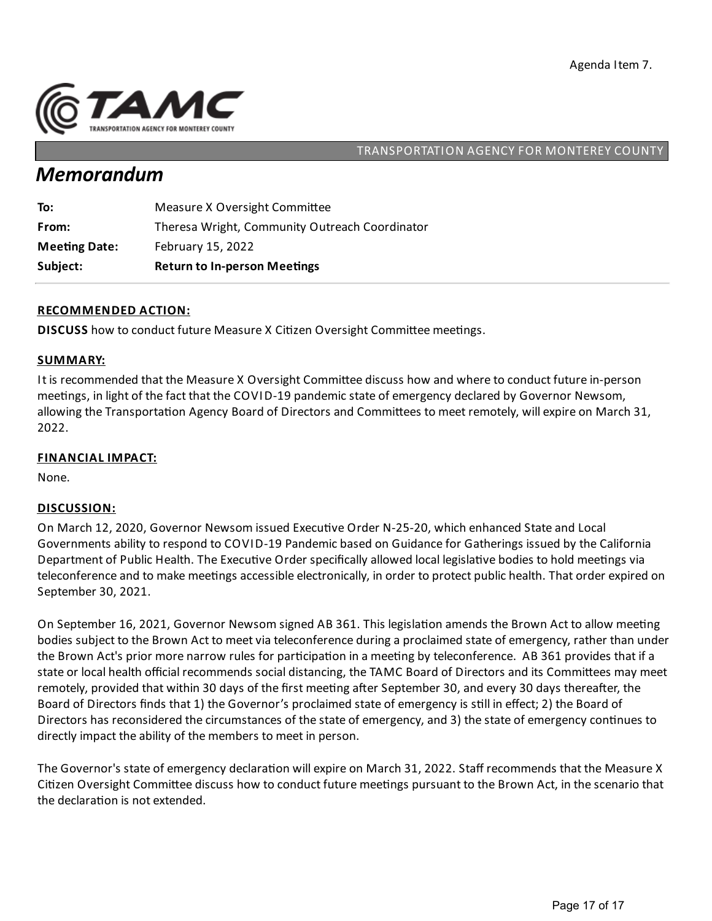Agenda Item 7.

TAMC
TRANSPORTATION AGENCY FOR MONTEREY COUNTY

TRANSPORTATION AGENCY FOR MONTEREY COUNTY

# *Memorandum*

| | |
|---|---|
| **To:** | Measure X Oversight Committee |
| **From:** | Theresa Wright, Community Outreach Coordinator |
| **Meeting Date:** | February 15, 2022 |
| **Subject:** | **Return to In-person Meetings** |

## RECOMMENDED ACTION:

**DISCUSS** how to conduct future Measure X Citizen Oversight Committee meetings.

## SUMMARY:

It is recommended that the Measure X Oversight Committee discuss how and where to conduct future in-person meetings, in light of the fact that the COVID-19 pandemic state of emergency declared by Governor Newsom, allowing the Transportation Agency Board of Directors and Committees to meet remotely, will expire on March 31, 2022.

## FINANCIAL IMPACT:

None.

## DISCUSSION:

On March 12, 2020, Governor Newsom issued Executive Order N-25-20, which enhanced State and Local Governments ability to respond to COVID-19 Pandemic based on Guidance for Gatherings issued by the California Department of Public Health. The Executive Order specifically allowed local legislative bodies to hold meetings via teleconference and to make meetings accessible electronically, in order to protect public health. That order expired on September 30, 2021.

On September 16, 2021, Governor Newsom signed AB 361. This legislation amends the Brown Act to allow meeting bodies subject to the Brown Act to meet via teleconference during a proclaimed state of emergency, rather than under the Brown Act's prior more narrow rules for participation in a meeting by teleconference. AB 361 provides that if a state or local health official recommends social distancing, the TAMC Board of Directors and its Committees may meet remotely, provided that within 30 days of the first meeting after September 30, and every 30 days thereafter, the Board of Directors finds that 1) the Governor's proclaimed state of emergency is still in effect; 2) the Board of Directors has reconsidered the circumstances of the state of emergency, and 3) the state of emergency continues to directly impact the ability of the members to meet in person.

The Governor's state of emergency declaration will expire on March 31, 2022. Staff recommends that the Measure X Citizen Oversight Committee discuss how to conduct future meetings pursuant to the Brown Act, in the scenario that the declaration is not extended.